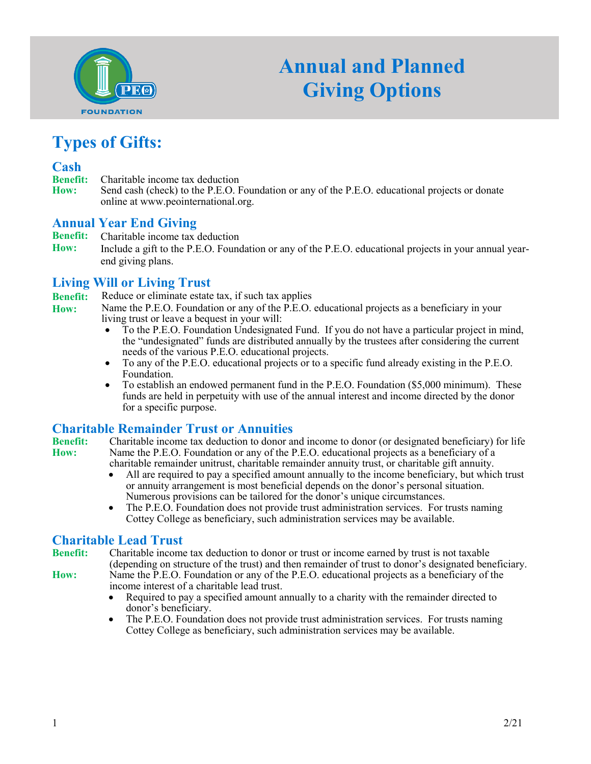# Annual and Planned Giving Options

## Types of Gifts:

### Cash

**Benefit:** Charitable income tax deduction

**How:** Send cash (check) to the P.E.O. Foundation or any of the P.E.O. educational projects or donate online at www.peointernational.org.

### Annual Year End Giving

**Benefit:** Charitable income tax deduction

**How:** Include a gift to the P.E.O. Foundation or any of the P.E.O. educational projects in your annual year-end giving plans.

### Living Will or Living Trust

**Benefit:** Reduce or eliminate estate tax, if such tax applies

**How:** Name the P.E.O. Foundation or any of the P.E.O. educational projects as a beneficiary in your living trust or leave a bequest in your will:

- To the P.E.O. Foundation Undesignated Fund. If you do not have a particular project in mind, the "undesignated" funds are distributed annually by the trustees after considering the current needs of the various P.E.O. educational projects.
- To any of the P.E.O. educational projects or to a specific fund already existing in the P.E.O. Foundation.
- To establish an endowed permanent fund in the P.E.O. Foundation ($5,000 minimum). These funds are held in perpetuity with use of the annual interest and income directed by the donor for a specific purpose.

### Charitable Remainder Trust or Annuities

**Benefit:** Charitable income tax deduction to donor and income to donor (or designated beneficiary) for life

**How:** Name the P.E.O. Foundation or any of the P.E.O. educational projects as a beneficiary of a charitable remainder unitrust, charitable remainder annuity trust, or charitable gift annuity.

- All are required to pay a specified amount annually to the income beneficiary, but which trust or annuity arrangement is most beneficial depends on the donor's personal situation. Numerous provisions can be tailored for the donor's unique circumstances.
- The P.E.O. Foundation does not provide trust administration services. For trusts naming Cottey College as beneficiary, such administration services may be available.

### Charitable Lead Trust

**Benefit:** Charitable income tax deduction to donor or trust or income earned by trust is not taxable (depending on structure of the trust) and then remainder of trust to donor's designated beneficiary.

**How:** Name the P.E.O. Foundation or any of the P.E.O. educational projects as a beneficiary of the income interest of a charitable lead trust.

- Required to pay a specified amount annually to a charity with the remainder directed to donor's beneficiary.
- The P.E.O. Foundation does not provide trust administration services. For trusts naming Cottey College as beneficiary, such administration services may be available.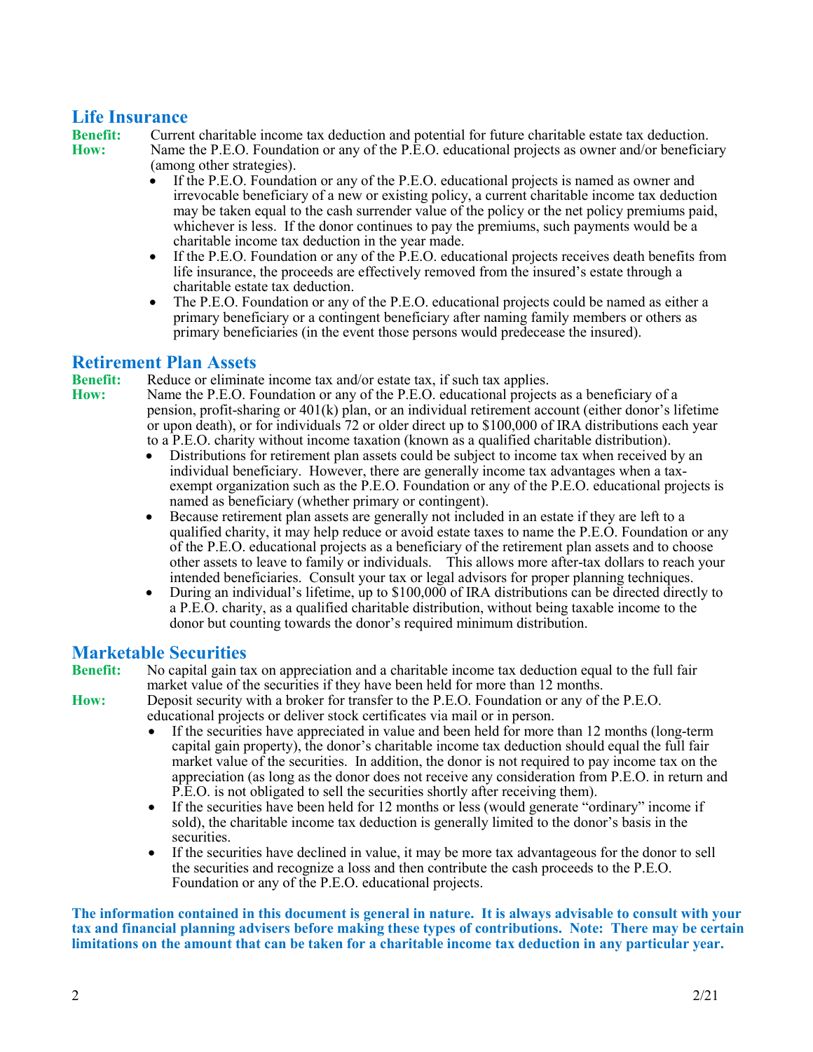## Life Insurance

**Benefit:** Current charitable income tax deduction and potential for future charitable estate tax deduction.

**How:** Name the P.E.O. Foundation or any of the P.E.O. educational projects as owner and/or beneficiary (among other strategies).

- If the P.E.O. Foundation or any of the P.E.O. educational projects is named as owner and irrevocable beneficiary of a new or existing policy, a current charitable income tax deduction may be taken equal to the cash surrender value of the policy or the net policy premiums paid, whichever is less. If the donor continues to pay the premiums, such payments would be a charitable income tax deduction in the year made.
- If the P.E.O. Foundation or any of the P.E.O. educational projects receives death benefits from life insurance, the proceeds are effectively removed from the insured's estate through a charitable estate tax deduction.
- The P.E.O. Foundation or any of the P.E.O. educational projects could be named as either a primary beneficiary or a contingent beneficiary after naming family members or others as primary beneficiaries (in the event those persons would predecease the insured).

## Retirement Plan Assets

**Benefit:** Reduce or eliminate income tax and/or estate tax, if such tax applies.

**How:** Name the P.E.O. Foundation or any of the P.E.O. educational projects as a beneficiary of a pension, profit-sharing or 401(k) plan, or an individual retirement account (either donor's lifetime or upon death), or for individuals 72 or older direct up to $100,000 of IRA distributions each year to a P.E.O. charity without income taxation (known as a qualified charitable distribution).

- Distributions for retirement plan assets could be subject to income tax when received by an individual beneficiary. However, there are generally income tax advantages when a tax-exempt organization such as the P.E.O. Foundation or any of the P.E.O. educational projects is named as beneficiary (whether primary or contingent).
- Because retirement plan assets are generally not included in an estate if they are left to a qualified charity, it may help reduce or avoid estate taxes to name the P.E.O. Foundation or any of the P.E.O. educational projects as a beneficiary of the retirement plan assets and to choose other assets to leave to family or individuals. This allows more after-tax dollars to reach your intended beneficiaries. Consult your tax or legal advisors for proper planning techniques.
- During an individual's lifetime, up to $100,000 of IRA distributions can be directed directly to a P.E.O. charity, as a qualified charitable distribution, without being taxable income to the donor but counting towards the donor's required minimum distribution.

## Marketable Securities

**Benefit:** No capital gain tax on appreciation and a charitable income tax deduction equal to the full fair market value of the securities if they have been held for more than 12 months.

**How:** Deposit security with a broker for transfer to the P.E.O. Foundation or any of the P.E.O. educational projects or deliver stock certificates via mail or in person.

- If the securities have appreciated in value and been held for more than 12 months (long-term capital gain property), the donor's charitable income tax deduction should equal the full fair market value of the securities. In addition, the donor is not required to pay income tax on the appreciation (as long as the donor does not receive any consideration from P.E.O. in return and P.E.O. is not obligated to sell the securities shortly after receiving them).
- If the securities have been held for 12 months or less (would generate "ordinary" income if sold), the charitable income tax deduction is generally limited to the donor's basis in the securities.
- If the securities have declined in value, it may be more tax advantageous for the donor to sell the securities and recognize a loss and then contribute the cash proceeds to the P.E.O. Foundation or any of the P.E.O. educational projects.

**The information contained in this document is general in nature. It is always advisable to consult with your tax and financial planning advisers before making these types of contributions. Note: There may be certain limitations on the amount that can be taken for a charitable income tax deduction in any particular year.**